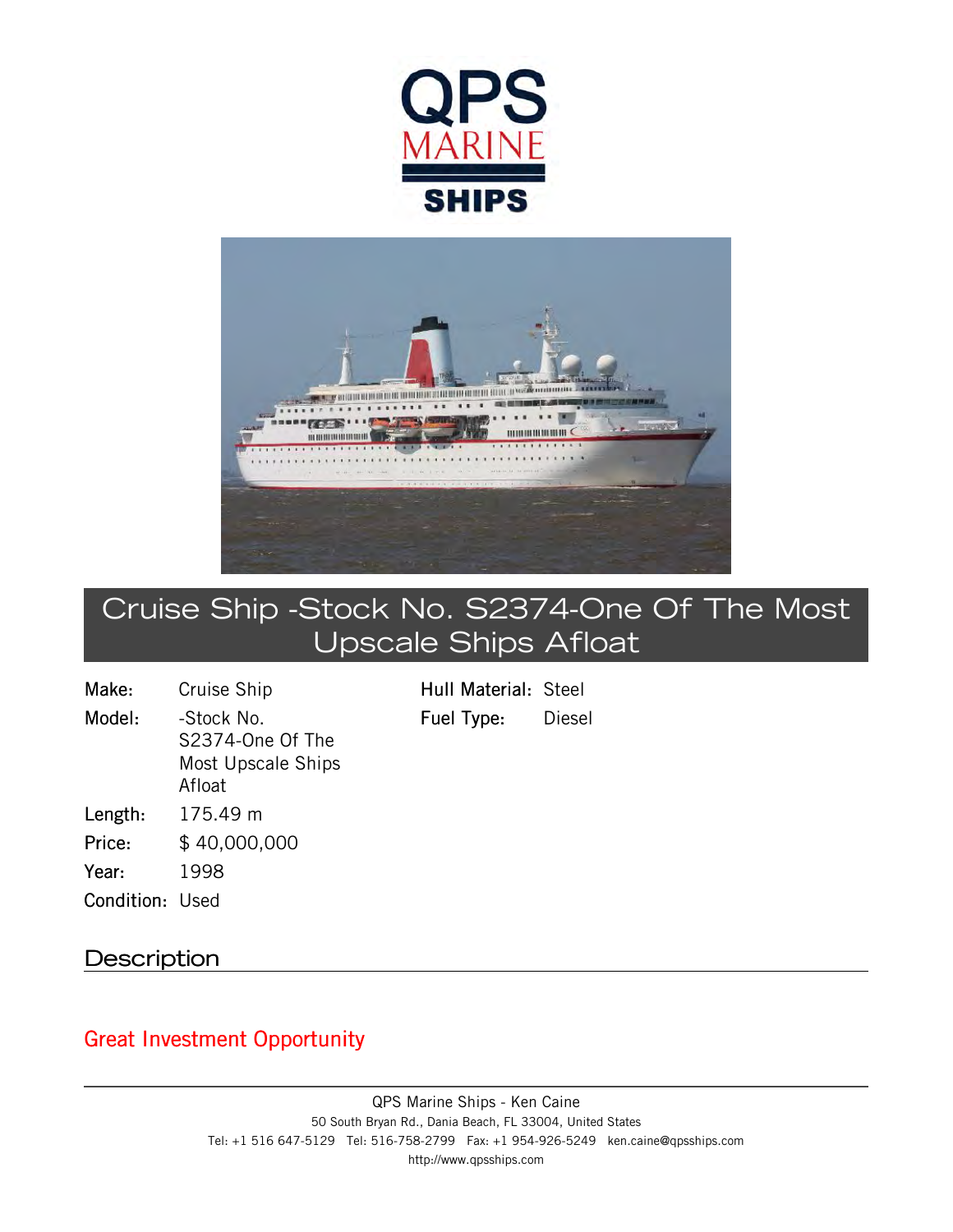# QPS MARINE SHIPS

## Cruise Ship -Stock No. S2374-One Of The Most Upscale Ships Afloat

| | | | |
|---|---|---|---|
| **Make:** | Cruise Ship | **Hull Material:** | Steel |
| **Model:** | -Stock No. S2374-One Of The Most Upscale Ships Afloat | **Fuel Type:** | Diesel |
| **Length:** | 175.49 m | | |
| **Price:** | $ 40,000,000 | | |
| **Year:** | 1998 | | |
| **Condition:** | Used | | |

## Description

Great Investment Opportunity

QPS Marine Ships - Ken Caine
50 South Bryan Rd., Dania Beach, FL 33004, United States
Tel: +1 516 647-5129 Tel: 516-758-2799 Fax: +1 954-926-5249 ken.caine@qpsships.com
http://www.qpsships.com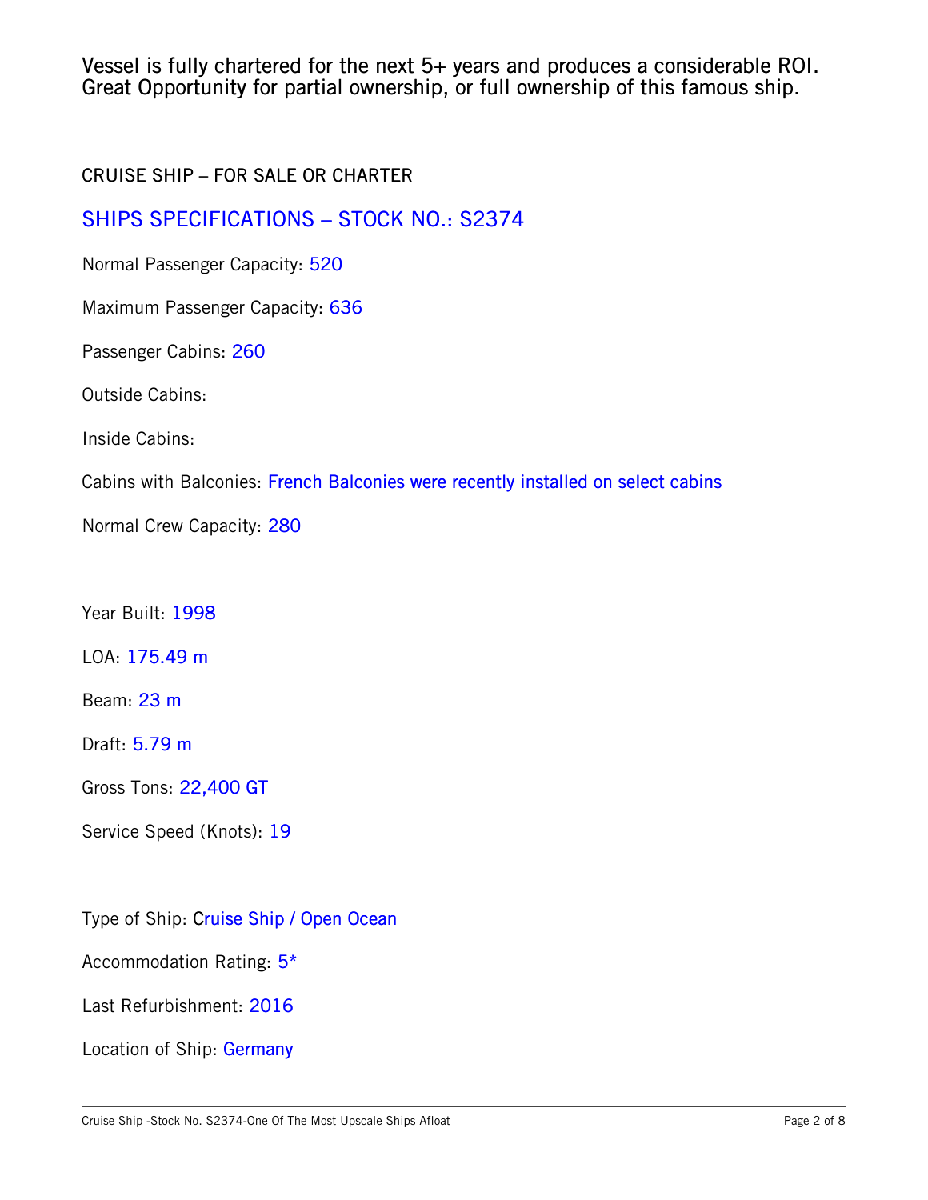Vessel is fully chartered for the next 5+ years and produces a considerable ROI. Great Opportunity for partial ownership, or full ownership of this famous ship.

CRUISE SHIP – FOR SALE OR CHARTER

## SHIPS SPECIFICATIONS – STOCK NO.: S2374

Normal Passenger Capacity: 520

Maximum Passenger Capacity: 636

Passenger Cabins: 260

Outside Cabins:

Inside Cabins:

Cabins with Balconies: French Balconies were recently installed on select cabins

Normal Crew Capacity: 280

Year Built: 1998

LOA: 175.49 m

Beam: 23 m

Draft: 5.79 m

Gross Tons: 22,400 GT

Service Speed (Knots): 19

Type of Ship: Cruise Ship / Open Ocean

Accommodation Rating: 5*

Last Refurbishment: 2016

Location of Ship: Germany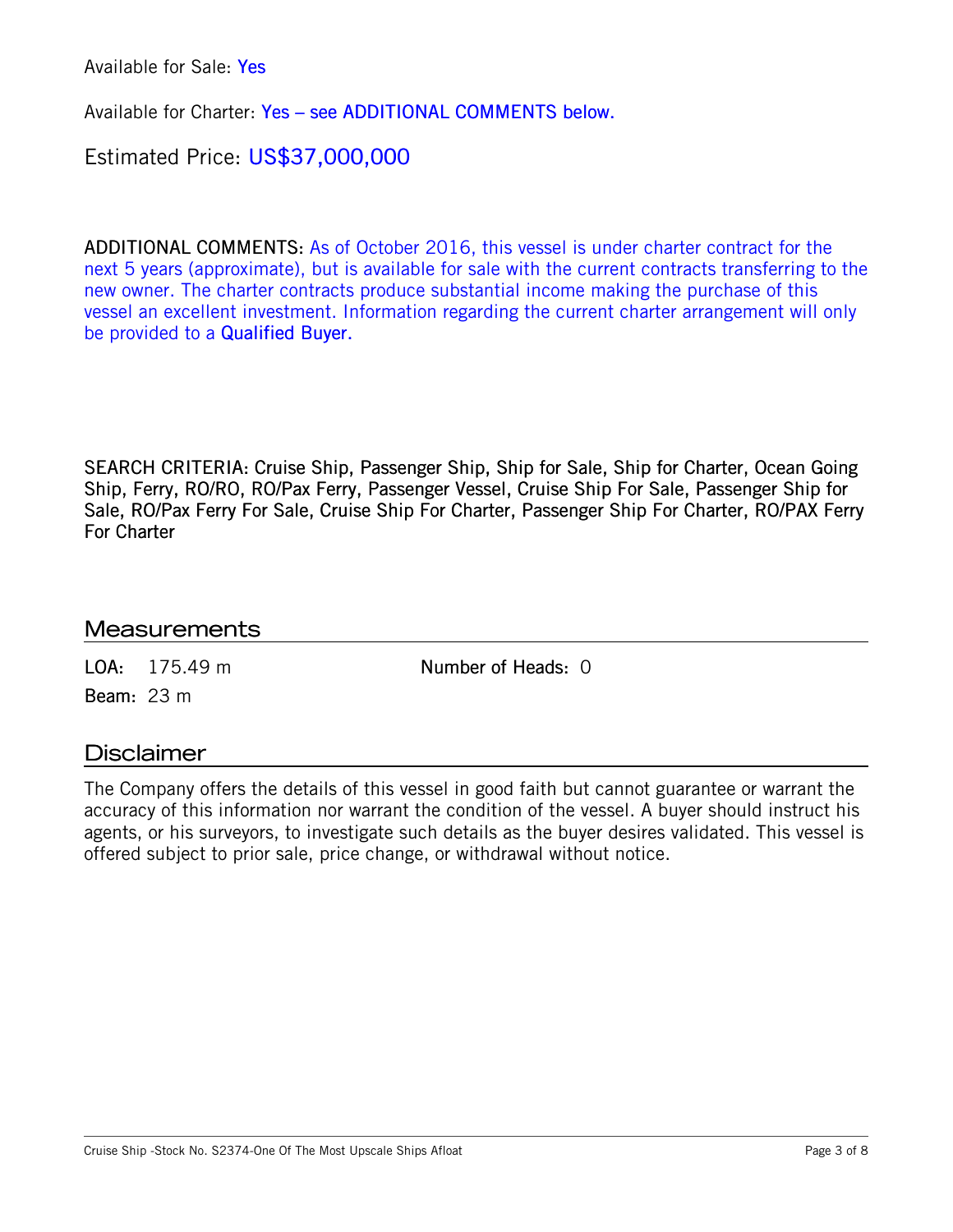Available for Sale: Yes

Available for Charter: Yes – see ADDITIONAL COMMENTS below.

Estimated Price: US$37,000,000

ADDITIONAL COMMENTS: As of October 2016, this vessel is under charter contract for the next 5 years (approximate), but is available for sale with the current contracts transferring to the new owner. The charter contracts produce substantial income making the purchase of this vessel an excellent investment. Information regarding the current charter arrangement will only be provided to a **Qualified Buyer.**

SEARCH CRITERIA: Cruise Ship, Passenger Ship, Ship for Sale, Ship for Charter, Ocean Going Ship, Ferry, RO/RO, RO/Pax Ferry, Passenger Vessel, Cruise Ship For Sale, Passenger Ship for Sale, RO/Pax Ferry For Sale, Cruise Ship For Charter, Passenger Ship For Charter, RO/PAX Ferry For Charter

## Measurements

**LOA:** 175.49 m

**Beam:** 23 m

**Number of Heads:** 0

## Disclaimer

The Company offers the details of this vessel in good faith but cannot guarantee or warrant the accuracy of this information nor warrant the condition of the vessel. A buyer should instruct his agents, or his surveyors, to investigate such details as the buyer desires validated. This vessel is offered subject to prior sale, price change, or withdrawal without notice.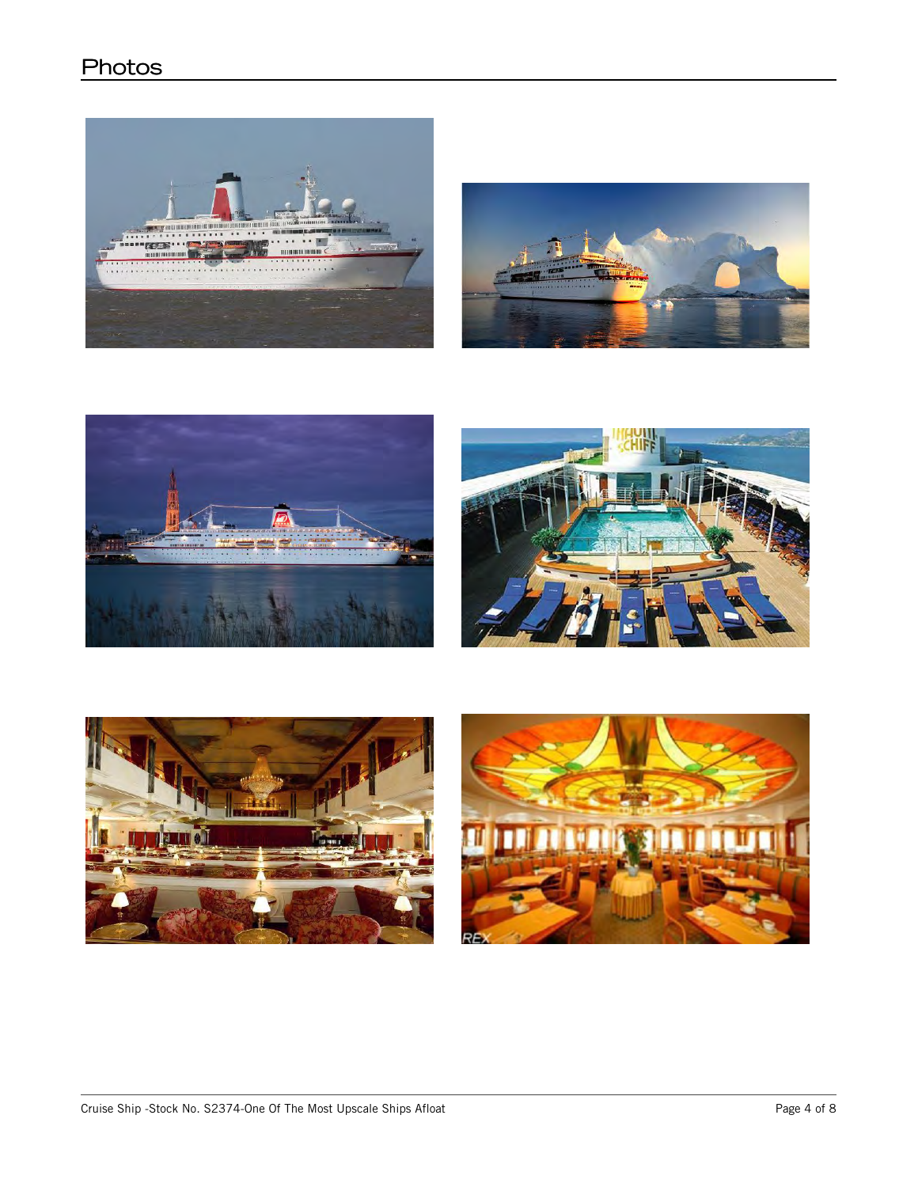## Photos